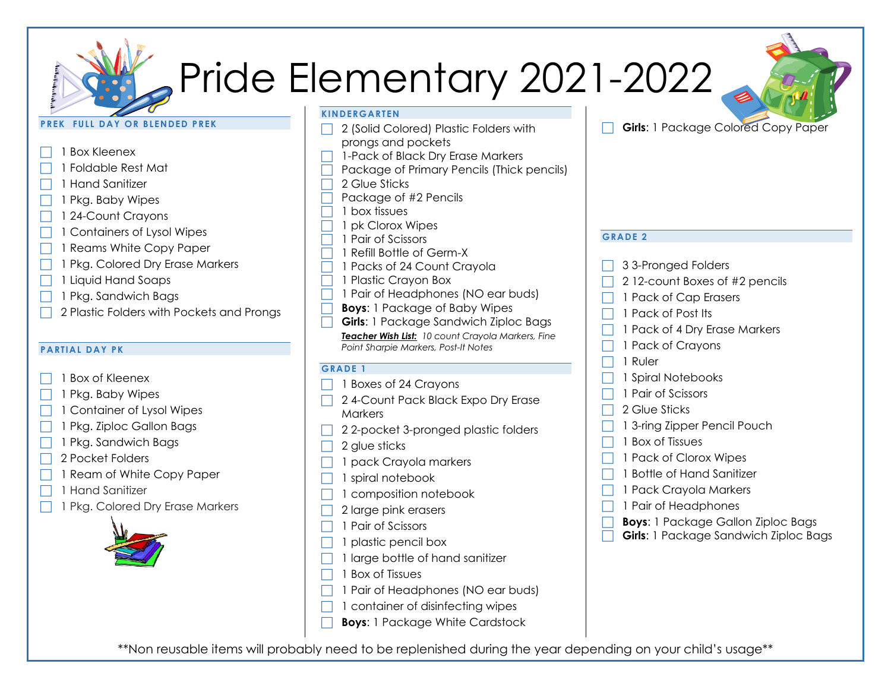# Pride Elementary 2021-2022

## PREK FULL DAY OR BLENDED PREK

- 1 Box Kleenex
- 1 Foldable Rest Mat
- 1 Hand Sanitizer
- 1 Pkg. Baby Wipes
- 1 24-Count Crayons
- 1 Containers of Lysol Wipes
- 1 Reams White Copy Paper
- 1 Pkg. Colored Dry Erase Markers
- 1 Liquid Hand Soaps
- 1 Pkg. Sandwich Bags
- 2 Plastic Folders with Pockets and Prongs

## PARTIAL DAY PK

- 1 Box of Kleenex
- 1 Pkg. Baby Wipes
- 1 Container of Lysol Wipes
- 1 Pkg. Ziploc Gallon Bags
- 1 Pkg. Sandwich Bags
- 2 Pocket Folders
- 1 Ream of White Copy Paper
- 1 Hand Sanitizer
- 1 Pkg. Colored Dry Erase Markers

## KINDERGARTEN

- 2 (Solid Colored) Plastic Folders with prongs and pockets
- 1-Pack of Black Dry Erase Markers
- Package of Primary Pencils (Thick pencils)
- 2 Glue Sticks
- Package of #2 Pencils
- 1 box tissues
- 1 pk Clorox Wipes
- 1 Pair of Scissors
- 1 Refill Bottle of Germ-X
- 1 Packs of 24 Count Crayola
- 1 Plastic Crayon Box
- 1 Pair of Headphones (NO ear buds)
- **Boys**: 1 Package of Baby Wipes
- **Girls**: 1 Package Sandwich Ziploc Bags

***Teacher Wish List:*** *10 count Crayola Markers, Fine Point Sharpie Markers, Post-It Notes*

## GRADE 1

- 1 Boxes of 24 Crayons
- 2 4-Count Pack Black Expo Dry Erase Markers
- 2 2-pocket 3-pronged plastic folders
- 2 glue sticks
- 1 pack Crayola markers
- 1 spiral notebook
- 1 composition notebook
- 2 large pink erasers
- 1 Pair of Scissors
- 1 plastic pencil box
- 1 large bottle of hand sanitizer
- 1 Box of Tissues
- 1 Pair of Headphones (NO ear buds)
- 1 container of disinfecting wipes
- **Boys**: 1 Package White Cardstock
- **Girls**: 1 Package Colored Copy Paper

## GRADE 2

- 3 3-Pronged Folders
- 2 12-count Boxes of #2 pencils
- 1 Pack of Cap Erasers
- 1 Pack of Post Its
- 1 Pack of 4 Dry Erase Markers
- 1 Pack of Crayons
- 1 Ruler
- 1 Spiral Notebooks
- 1 Pair of Scissors
- 2 Glue Sticks
- 1 3-ring Zipper Pencil Pouch
- 1 Box of Tissues
- 1 Pack of Clorox Wipes
- 1 Bottle of Hand Sanitizer
- 1 Pack Crayola Markers
- 1 Pair of Headphones
- **Boys**: 1 Package Gallon Ziploc Bags
- **Girls**: 1 Package Sandwich Ziploc Bags

**Non reusable items will probably need to be replenished during the year depending on your child's usage**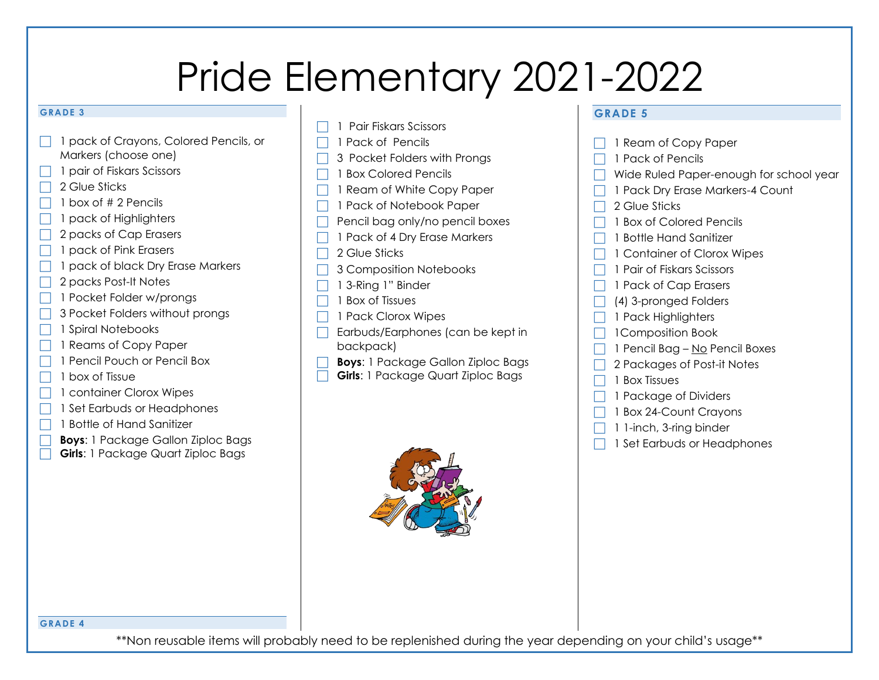# Pride Elementary 2021-2022

## GRADE 3

- 1 pack of Crayons, Colored Pencils, or Markers (choose one)
- 1 pair of Fiskars Scissors
- 2 Glue Sticks
- 1 box of # 2 Pencils
- 1 pack of Highlighters
- 2 packs of Cap Erasers
- 1 pack of Pink Erasers
- 1 pack of black Dry Erase Markers
- 2 packs Post-It Notes
- 1 Pocket Folder w/prongs
- 3 Pocket Folders without prongs
- 1 Spiral Notebooks
- 1 Reams of Copy Paper
- 1 Pencil Pouch or Pencil Box
- 1 box of Tissue
- 1 container Clorox Wipes
- 1 Set Earbuds or Headphones
- 1 Bottle of Hand Sanitizer
- **Boys**: 1 Package Gallon Ziploc Bags
- **Girls**: 1 Package Quart Ziploc Bags

## GRADE 4

- 1 Pair Fiskars Scissors
- 1 Pack of Pencils
- 3 Pocket Folders with Prongs
- 1 Box Colored Pencils
- 1 Ream of White Copy Paper
- 1 Pack of Notebook Paper
- Pencil bag only/no pencil boxes
- 1 Pack of 4 Dry Erase Markers
- 2 Glue Sticks
- 3 Composition Notebooks
- 1 3-Ring 1" Binder
- 1 Box of Tissues
- 1 Pack Clorox Wipes
- Earbuds/Earphones (can be kept in backpack)
- **Boys**: 1 Package Gallon Ziploc Bags
- **Girls**: 1 Package Quart Ziploc Bags

## GRADE 5

- 1 Ream of Copy Paper
- 1 Pack of Pencils
- Wide Ruled Paper-enough for school year
- 1 Pack Dry Erase Markers-4 Count
- 2 Glue Sticks
- 1 Box of Colored Pencils
- 1 Bottle Hand Sanitizer
- 1 Container of Clorox Wipes
- 1 Pair of Fiskars Scissors
- 1 Pack of Cap Erasers
- (4) 3-pronged Folders
- 1 Pack Highlighters
- 1Composition Book
- 1 Pencil Bag – No Pencil Boxes
- 2 Packages of Post-it Notes
- 1 Box Tissues
- 1 Package of Dividers
- 1 Box 24-Count Crayons
- 1 1-inch, 3-ring binder
- 1 Set Earbuds or Headphones

**Non reusable items will probably need to be replenished during the year depending on your child's usage**